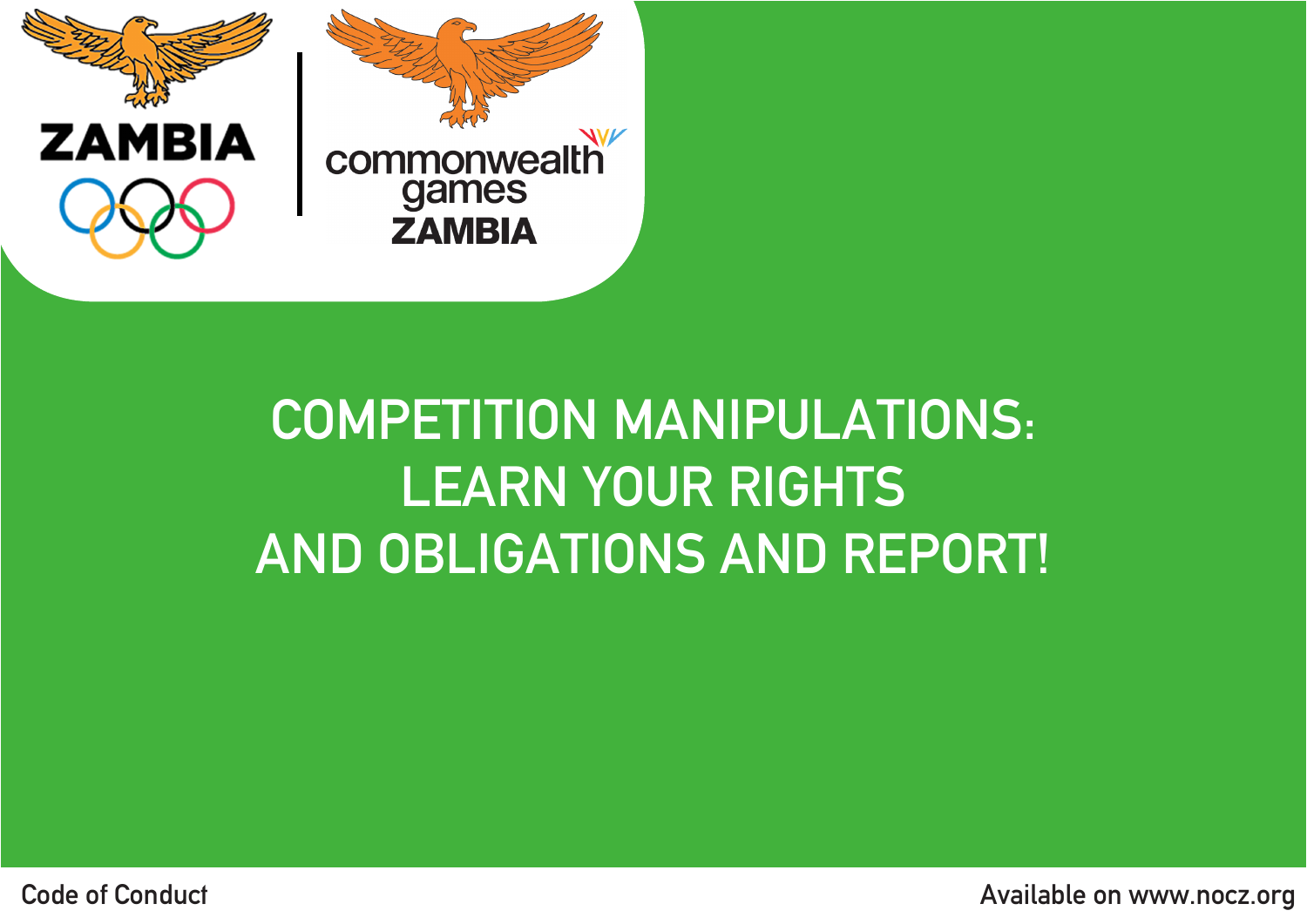ZAMBIA

commonwealth games ZAMBIA

# COMPETITION MANIPULATIONS: LEARN YOUR RIGHTS AND OBLIGATIONS AND REPORT!

Code of Conduct

Available on www.nocz.org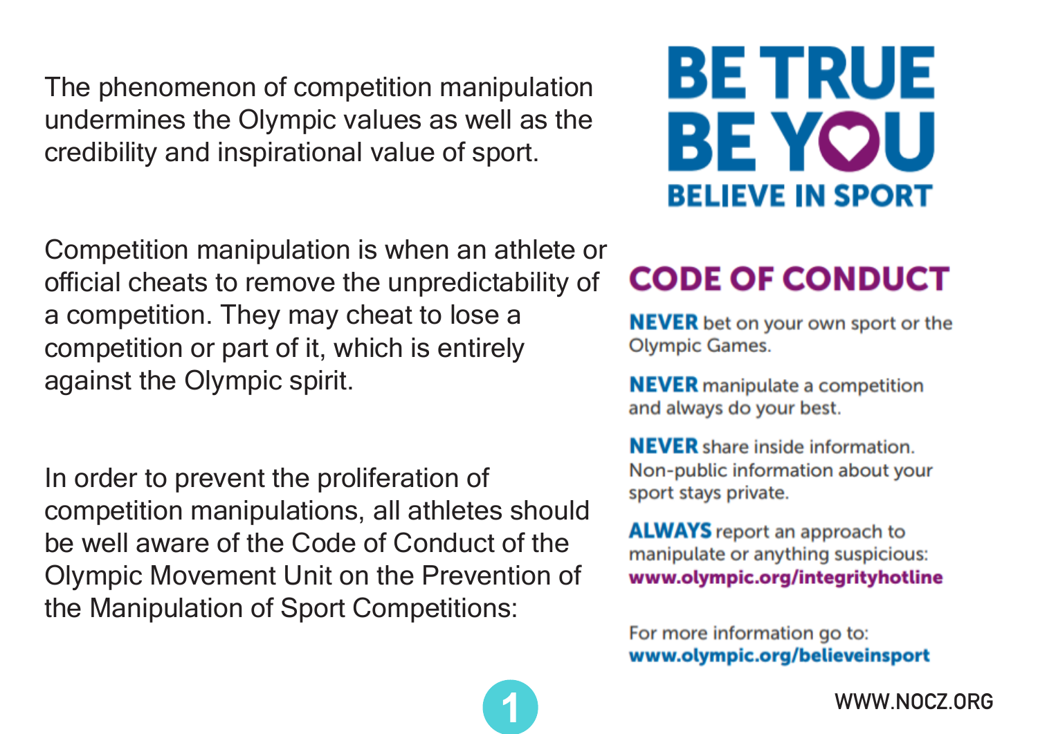The phenomenon of competition manipulation undermines the Olympic values as well as the credibility and inspirational value of sport.

Competition manipulation is when an athlete or official cheats to remove the unpredictability of a competition. They may cheat to lose a competition or part of it, which is entirely against the Olympic spirit.

In order to prevent the proliferation of competition manipulations, all athletes should be well aware of the Code of Conduct of the Olympic Movement Unit on the Prevention of the Manipulation of Sport Competitions:

# BE TRUE BE YOU

**BELIEVE IN SPORT**

## CODE OF CONDUCT

**NEVER** bet on your own sport or the Olympic Games.

**NEVER** manipulate a competition and always do your best.

**NEVER** share inside information. Non-public information about your sport stays private.

**ALWAYS** report an approach to manipulate or anything suspicious: **www.olympic.org/integrityhotline**

For more information go to: **www.olympic.org/believeinsport**

WWW.NOCZ.ORG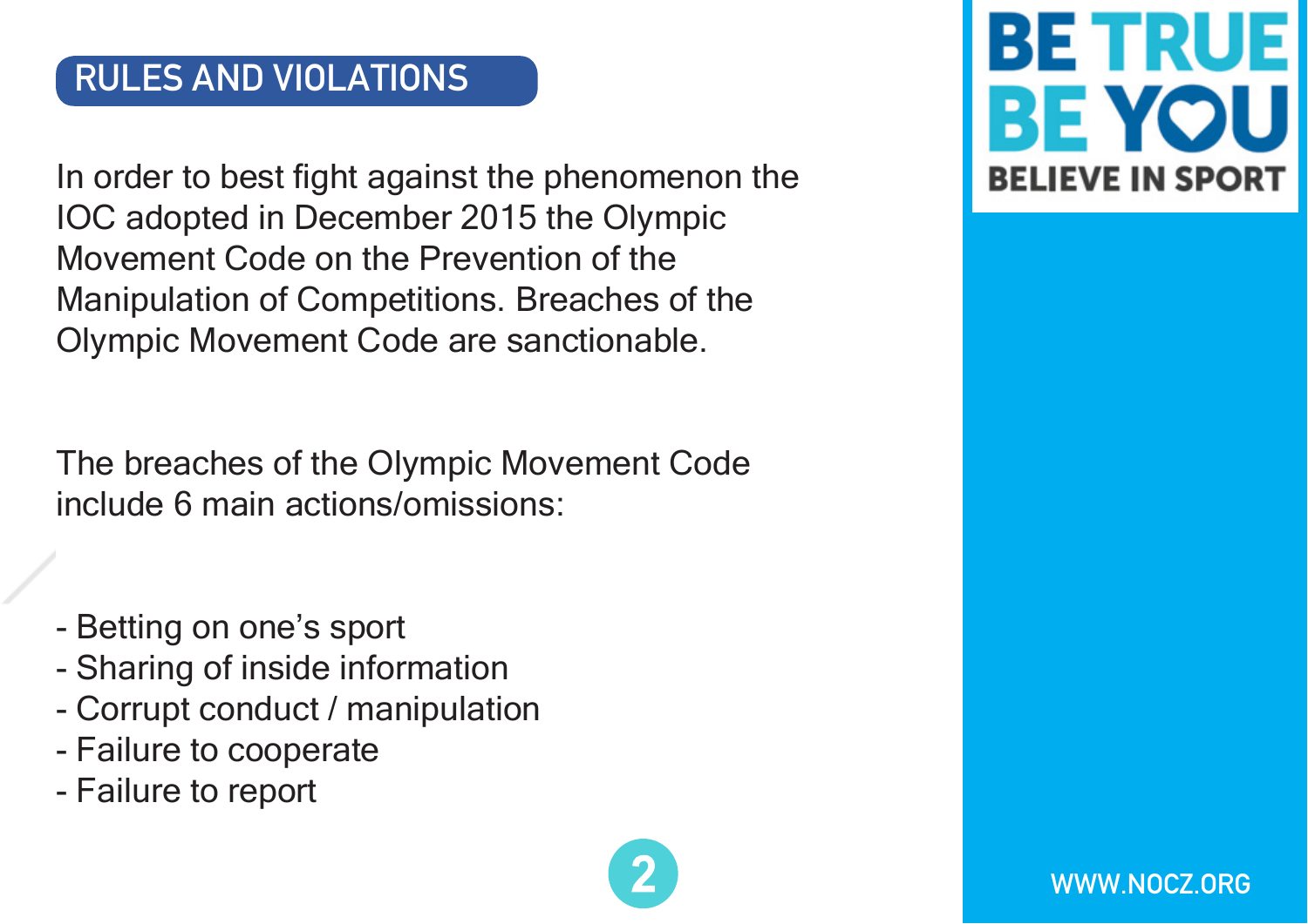## RULES AND VIOLATIONS

In order to best fight against the phenomenon the IOC adopted in December 2015 the Olympic Movement Code on the Prevention of the Manipulation of Competitions. Breaches of the Olympic Movement Code are sanctionable.

The breaches of the Olympic Movement Code include 6 main actions/omissions:

- Betting on one’s sport
- Sharing of inside information
- Corrupt conduct / manipulation
- Failure to cooperate
- Failure to report

**BE TRUE BE YOU**
**BELIEVE IN SPORT**

WWW.NOCZ.ORG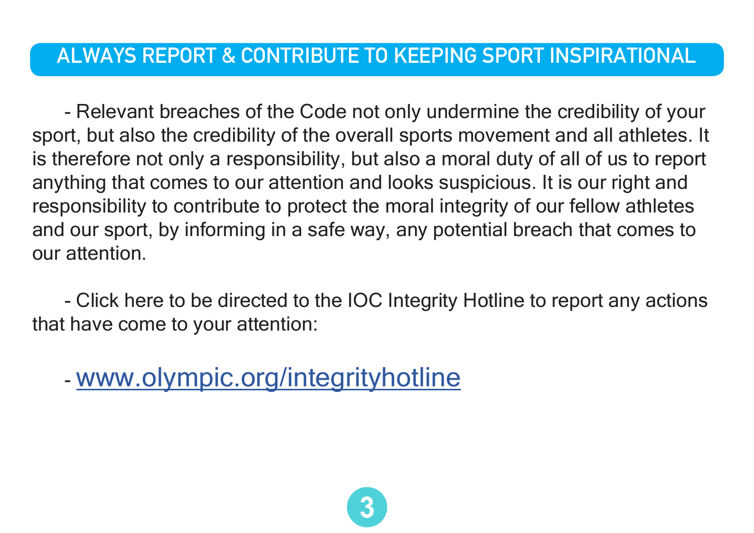## ALWAYS REPORT & CONTRIBUTE TO KEEPING SPORT INSPIRATIONAL

- Relevant breaches of the Code not only undermine the credibility of your sport, but also the credibility of the overall sports movement and all athletes. It is therefore not only a responsibility, but also a moral duty of all of us to report anything that comes to our attention and looks suspicious. It is our right and responsibility to contribute to protect the moral integrity of our fellow athletes and our sport, by informing in a safe way, any potential breach that comes to our attention.

- Click here to be directed to the IOC Integrity Hotline to report any actions that have come to your attention:

- www.olympic.org/integrityhotline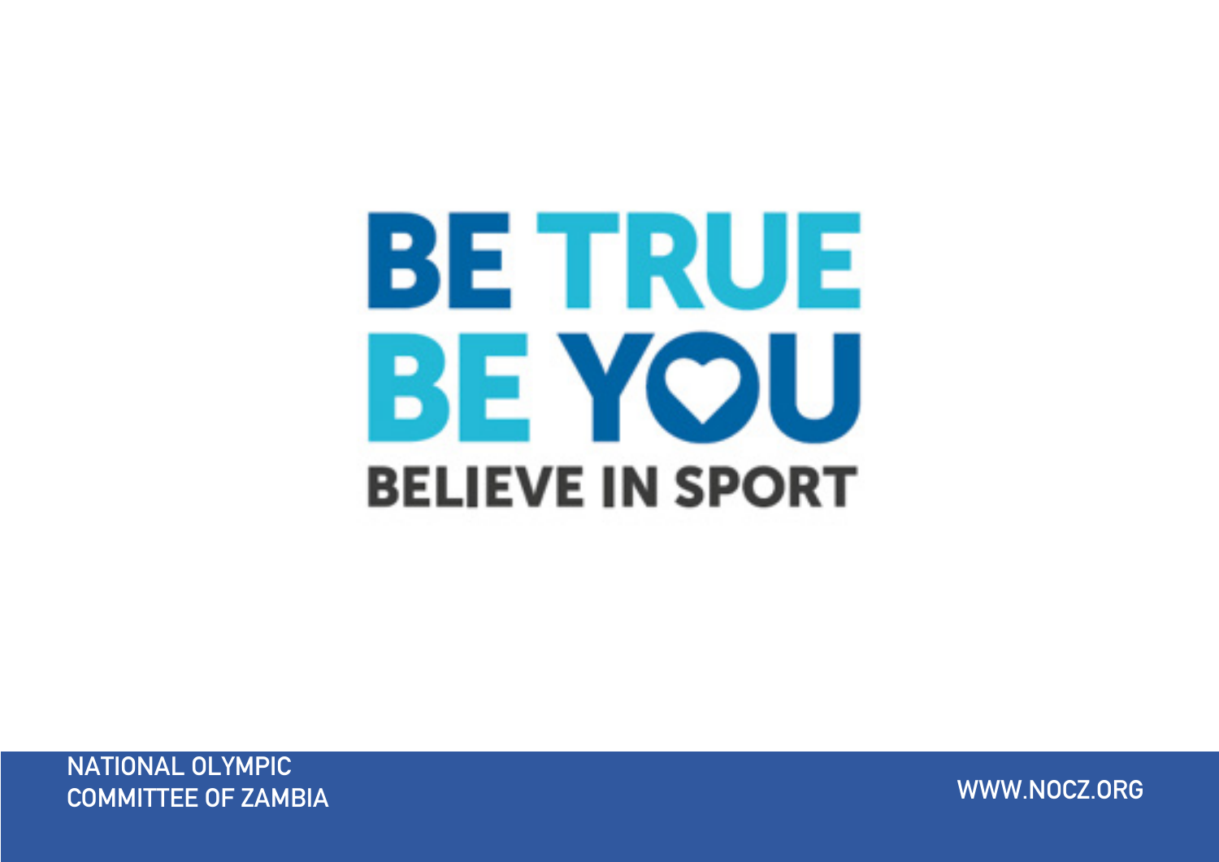# BE TRUE
# BE YOU
## BELIEVE IN SPORT

NATIONAL OLYMPIC COMMITTEE OF ZAMBIA

WWW.NOCZ.ORG